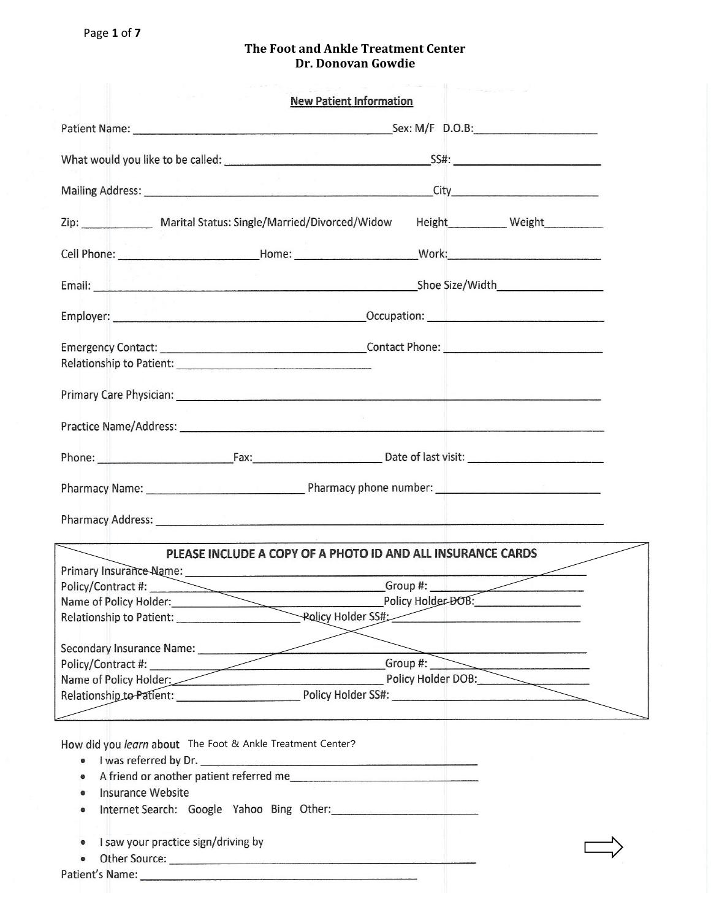**The Foot and Ankle Treatment Center**
**Dr. Donovan Gowdie**

## New Patient Information

Patient Name: ______________________________ Sex: M/F D.O.B: ______________

What would you like to be called: ______________________________ SS#: ______________

Mailing Address: ______________________________ City ______________

Zip: __________ Marital Status: Single/Married/Divorced/Widow Height ________ Weight ________

Cell Phone: ______________ Home: ______________ Work: ______________

Email: ______________________________ Shoe Size/Width ______________

Employer: ______________________________ Occupation: ______________

Emergency Contact: ______________________________ Contact Phone: ______________
Relationship to Patient: ______________________________

Primary Care Physician: ______________________________

Practice Name/Address: ______________________________

Phone: ______________ Fax: ______________ Date of last visit: ______________

Pharmacy Name: ______________ Pharmacy phone number: ______________

Pharmacy Address: ______________________________

**PLEASE INCLUDE A COPY OF A PHOTO ID AND ALL INSURANCE CARDS**

Primary Insurance Name: ______________________________
Policy/Contract #: ______________________________ Group #: ______________
Name of Policy Holder: ______________________________ Policy Holder DOB: ______________
Relationship to Patient: ______________ Policy Holder SS#: ______________

Secondary Insurance Name: ______________________________
Policy/Contract #: ______________________________ Group #: ______________
Name of Policy Holder: ______________________________ Policy Holder DOB: ______________
Relationship to Patient: ______________ Policy Holder SS#: ______________

How did you *learn* about The Foot & Ankle Treatment Center?

- I was referred by Dr. ______________________________
- A friend or another patient referred me ______________________________
- Insurance Website
- Internet Search: Google Yahoo Bing Other: ______________
- I saw your practice sign/driving by
- Other Source: ______________________________

Patient's Name: ______________________________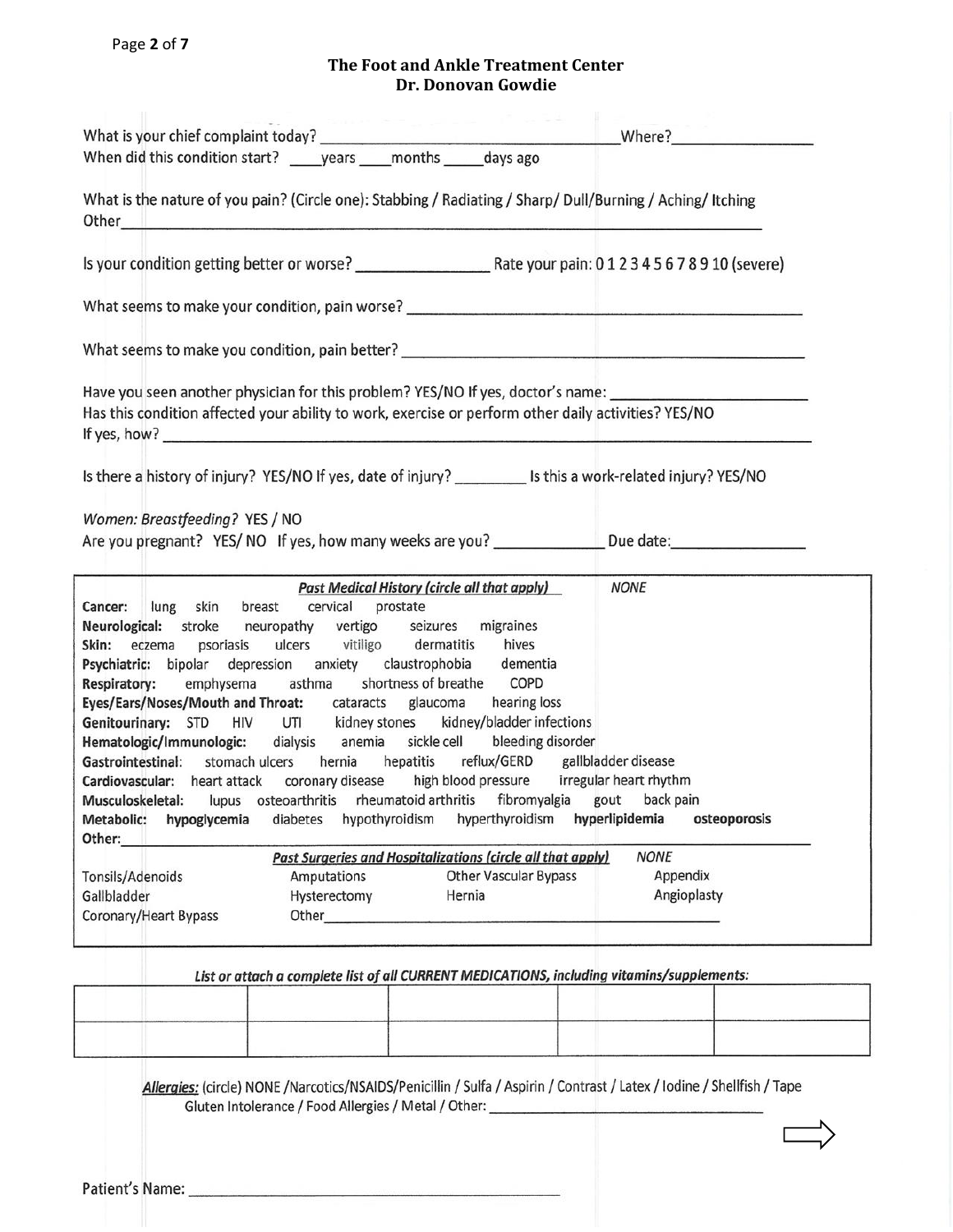## The Foot and Ankle Treatment Center
## Dr. Donovan Gowdie

What is your chief complaint today? ______________________________ Where? ______________

When did this condition start? ____years ____months _____days ago

What is the nature of you pain? (Circle one): Stabbing / Radiating / Sharp/ Dull/Burning / Aching/ Itching

Other______________________________________________________________________

Is your condition getting better or worse? _______________ Rate your pain: 0 1 2 3 4 5 6 7 8 9 10 (severe)

What seems to make your condition, pain worse? ____________________________________________

What seems to make you condition, pain better? ____________________________________________

Have you seen another physician for this problem? YES/NO If yes, doctor's name: ____________________

Has this condition affected your ability to work, exercise or perform other daily activities? YES/NO

If yes, how? ______________________________________________________________________

Is there a history of injury? YES/NO If yes, date of injury? _________ Is this a work-related injury? YES/NO

*Women: Breastfeeding?* YES / NO

Are you pregnant? YES/ NO If yes, how many weeks are you? _____________ Due date:_______________

***Past Medical History (circle all that apply)*** *NONE*

**Cancer:** lung skin breast cervical prostate

**Neurological:** stroke neuropathy vertigo seizures migraines

**Skin:** eczema psoriasis ulcers vitiligo dermatitis hives

**Psychiatric:** bipolar depression anxiety claustrophobia dementia

**Respiratory:** emphysema asthma shortness of breathe COPD

**Eyes/Ears/Noses/Mouth and Throat:** cataracts glaucoma hearing loss

**Genitourinary:** STD HIV UTI kidney stones kidney/bladder infections

**Hematologic/Immunologic:** dialysis anemia sickle cell bleeding disorder

**Gastrointestinal:** stomach ulcers hernia hepatitis reflux/GERD gallbladder disease

**Cardiovascular:** heart attack coronary disease high blood pressure irregular heart rhythm

**Musculoskeletal:** lupus osteoarthritis rheumatoid arthritis fibromyalgia gout back pain

**Metabolic:** **hypoglycemia** diabetes hypothyroidism hyperthyroidism **hyperlipidemia** **osteoporosis**

**Other:**______________________________________________________________________

***Past Surgeries and Hospitalizations (circle all that apply)*** *NONE*

| | | | |
|---|---|---|---|
| Tonsils/Adenoids | Amputations | Other Vascular Bypass | Appendix |
| Gallbladder | Hysterectomy | Hernia | Angioplasty |
| Coronary/Heart Bypass | Other______________________ | | |

***List or attach a complete list of all CURRENT MEDICATIONS, including vitamins/supplements:***

| | | | | |
|---|---|---|---|---|
| | | | | |
| | | | | |

***Allergies:*** (circle) NONE /Narcotics/NSAIDS/Penicillin / Sulfa / Aspirin / Contrast / Latex / Iodine / Shellfish / Tape

Gluten Intolerance / Food Allergies / Metal / Other: ______________________________

⇨

Patient's Name: ______________________________________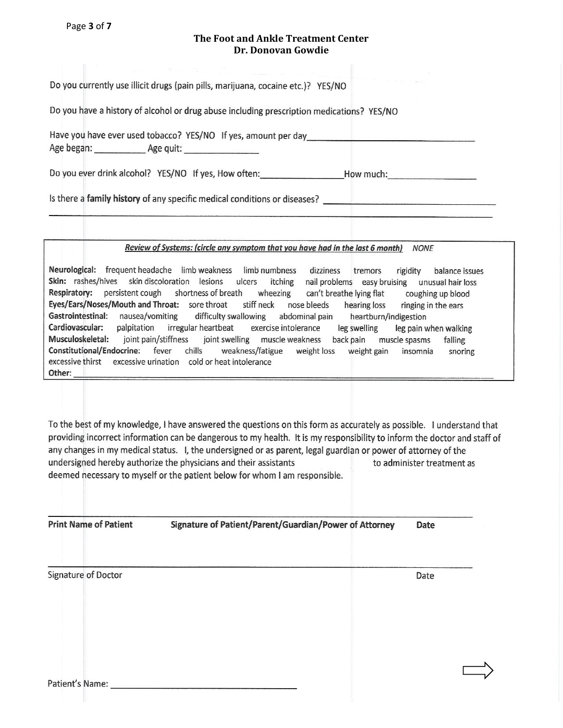# The Foot and Ankle Treatment Center
## Dr. Donovan Gowdie

Do you currently use illicit drugs (pain pills, marijuana, cocaine etc.)? YES/NO

Do you have a history of alcohol or drug abuse including prescription medications? YES/NO

Have you have ever used tobacco? YES/NO If yes, amount per day________________________________
Age began: __________ Age quit: _______________

Do you ever drink alcohol? YES/NO If yes, How often:________________ How much:_________________

Is there a **family history** of any specific medical conditions or diseases? _______________________________
__________________________________________________________________________________

***Review of Systems: (circle any symptom that you have had in the last 6 month)*** *NONE*

**Neurological:** frequent headache limb weakness limb numbness dizziness tremors rigidity balance issues
**Skin:** rashes/hives skin discoloration lesions ulcers itching nail problems easy bruising unusual hair loss
**Respiratory:** persistent cough shortness of breath wheezing can't breathe lying flat coughing up blood
**Eyes/Ears/Noses/Mouth and Throat:** sore throat stiff neck nose bleeds hearing loss ringing in the ears
**Gastrointestinal:** nausea/vomiting difficulty swallowing abdominal pain heartburn/indigestion
**Cardiovascular:** palpitation irregular heartbeat exercise intolerance leg swelling leg pain when walking
**Musculoskeletal:** joint pain/stiffness joint swelling muscle weakness back pain muscle spasms falling
**Constitutional/Endocrine:** fever chills weakness/fatigue weight loss weight gain insomnia snoring excessive thirst excessive urination cold or heat intolerance
**Other:** ______________________________________________________________________________

To the best of my knowledge, I have answered the questions on this form as accurately as possible. I understand that providing incorrect information can be dangerous to my health. It is my responsibility to inform the doctor and staff of any changes in my medical status. I, the undersigned or as parent, legal guardian or power of attorney of the undersigned hereby authorize the physicians and their assistants to administer treatment as deemed necessary to myself or the patient below for whom I am responsible.

__________________________________________________________________________________
**Print Name of Patient** **Signature of Patient/Parent/Guardian/Power of Attorney** **Date**

__________________________________________________________________________________
Signature of Doctor Date

Patient's Name: ___________________________________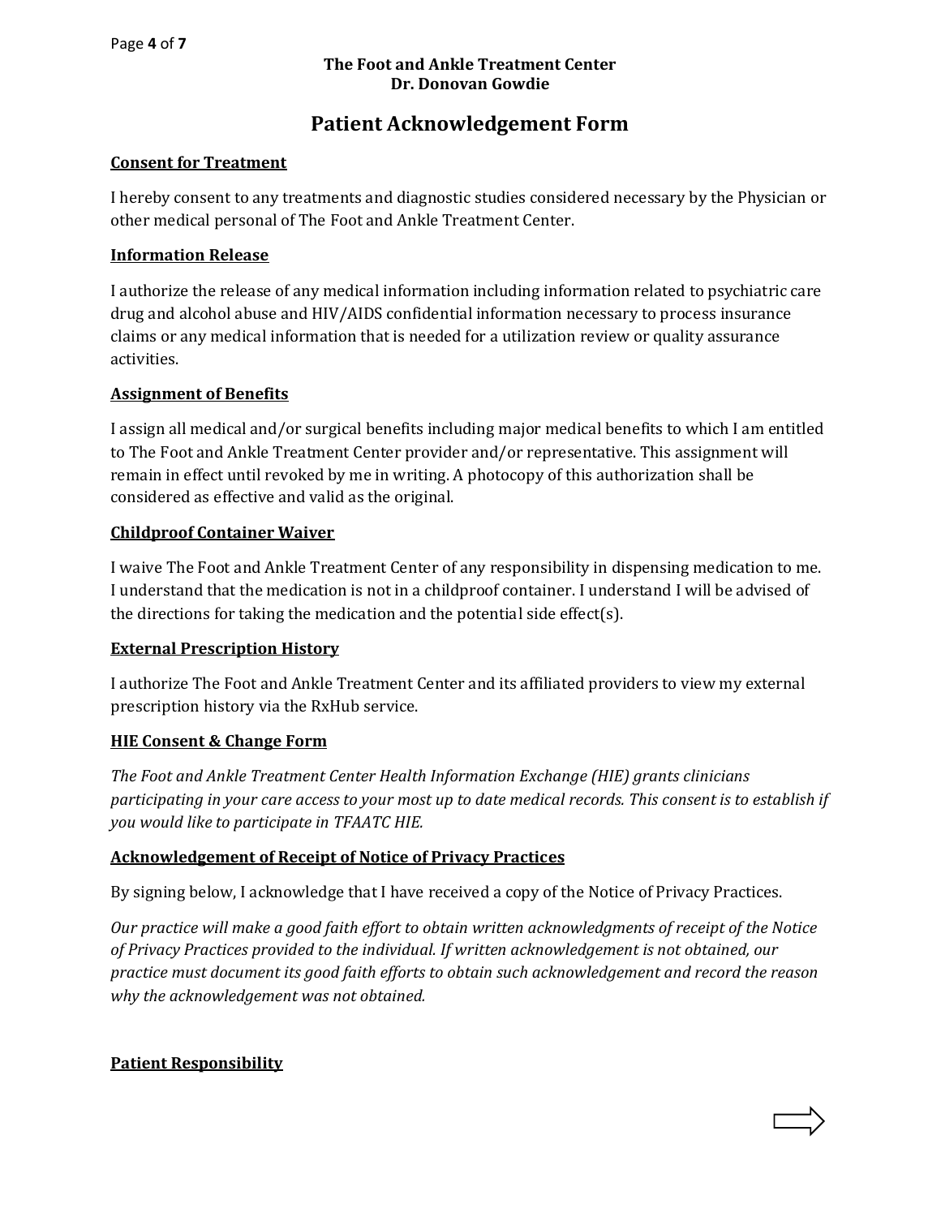**The Foot and Ankle Treatment Center**
**Dr. Donovan Gowdie**

# Patient Acknowledgement Form

**Consent for Treatment**

I hereby consent to any treatments and diagnostic studies considered necessary by the Physician or other medical personal of The Foot and Ankle Treatment Center.

**Information Release**

I authorize the release of any medical information including information related to psychiatric care drug and alcohol abuse and HIV/AIDS confidential information necessary to process insurance claims or any medical information that is needed for a utilization review or quality assurance activities.

**Assignment of Benefits**

I assign all medical and/or surgical benefits including major medical benefits to which I am entitled to The Foot and Ankle Treatment Center provider and/or representative. This assignment will remain in effect until revoked by me in writing. A photocopy of this authorization shall be considered as effective and valid as the original.

**Childproof Container Waiver**

I waive The Foot and Ankle Treatment Center of any responsibility in dispensing medication to me. I understand that the medication is not in a childproof container. I understand I will be advised of the directions for taking the medication and the potential side effect(s).

**External Prescription History**

I authorize The Foot and Ankle Treatment Center and its affiliated providers to view my external prescription history via the RxHub service.

**HIE Consent & Change Form**

*The Foot and Ankle Treatment Center Health Information Exchange (HIE) grants clinicians participating in your care access to your most up to date medical records. This consent is to establish if you would like to participate in TFAATC HIE.*

**Acknowledgement of Receipt of Notice of Privacy Practices**

By signing below, I acknowledge that I have received a copy of the Notice of Privacy Practices.

*Our practice will make a good faith effort to obtain written acknowledgments of receipt of the Notice of Privacy Practices provided to the individual. If written acknowledgement is not obtained, our practice must document its good faith efforts to obtain such acknowledgement and record the reason why the acknowledgement was not obtained.*

**Patient Responsibility**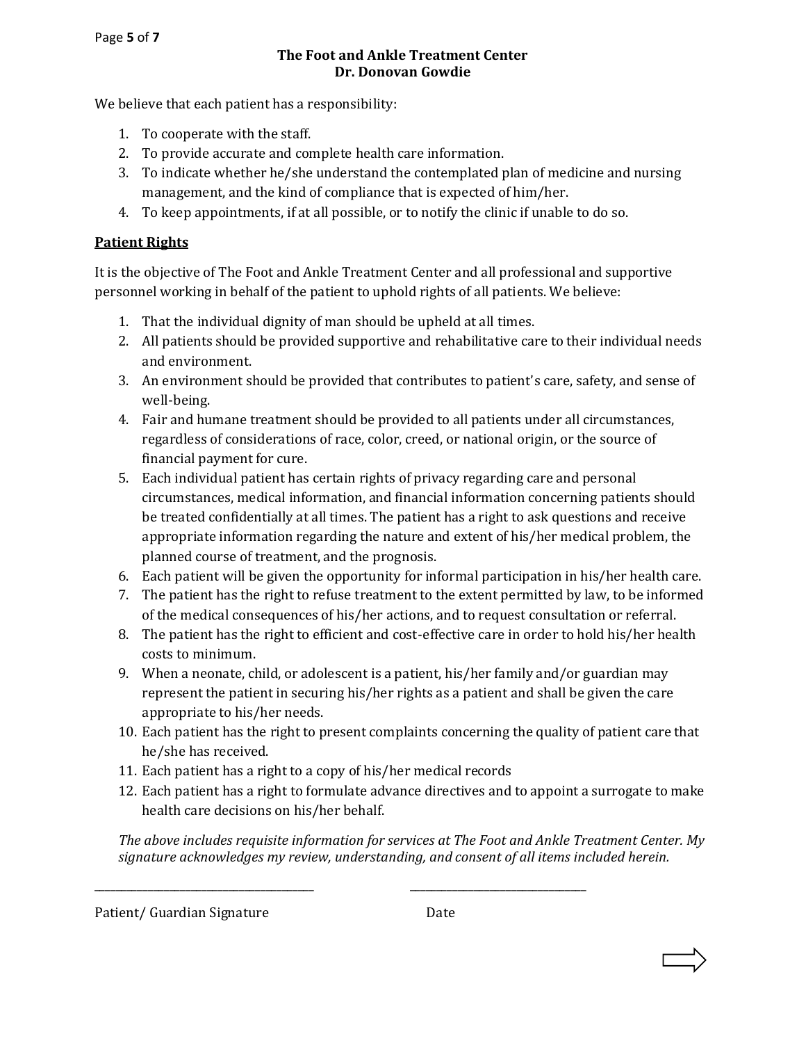**The Foot and Ankle Treatment Center**
**Dr. Donovan Gowdie**

We believe that each patient has a responsibility:

1. To cooperate with the staff.
2. To provide accurate and complete health care information.
3. To indicate whether he/she understand the contemplated plan of medicine and nursing management, and the kind of compliance that is expected of him/her.
4. To keep appointments, if at all possible, or to notify the clinic if unable to do so.

## Patient Rights

It is the objective of The Foot and Ankle Treatment Center and all professional and supportive personnel working in behalf of the patient to uphold rights of all patients. We believe:

1. That the individual dignity of man should be upheld at all times.
2. All patients should be provided supportive and rehabilitative care to their individual needs and environment.
3. An environment should be provided that contributes to patient's care, safety, and sense of well-being.
4. Fair and humane treatment should be provided to all patients under all circumstances, regardless of considerations of race, color, creed, or national origin, or the source of financial payment for cure.
5. Each individual patient has certain rights of privacy regarding care and personal circumstances, medical information, and financial information concerning patients should be treated confidentially at all times. The patient has a right to ask questions and receive appropriate information regarding the nature and extent of his/her medical problem, the planned course of treatment, and the prognosis.
6. Each patient will be given the opportunity for informal participation in his/her health care.
7. The patient has the right to refuse treatment to the extent permitted by law, to be informed of the medical consequences of his/her actions, and to request consultation or referral.
8. The patient has the right to efficient and cost-effective care in order to hold his/her health costs to minimum.
9. When a neonate, child, or adolescent is a patient, his/her family and/or guardian may represent the patient in securing his/her rights as a patient and shall be given the care appropriate to his/her needs.
10. Each patient has the right to present complaints concerning the quality of patient care that he/she has received.
11. Each patient has a right to a copy of his/her medical records
12. Each patient has a right to formulate advance directives and to appoint a surrogate to make health care decisions on his/her behalf.

*The above includes requisite information for services at The Foot and Ankle Treatment Center. My signature acknowledges my review, understanding, and consent of all items included herein.*

\_\_\_\_\_\_\_\_\_\_\_\_\_\_\_\_\_\_\_\_\_\_\_\_\_\_\_\_\_\_\_\_\_\_\_\_\_\_\_\_ \_\_\_\_\_\_\_\_\_\_\_\_\_\_\_\_\_\_\_\_\_\_\_\_\_\_\_\_\_\_\_\_

Patient/ Guardian Signature Date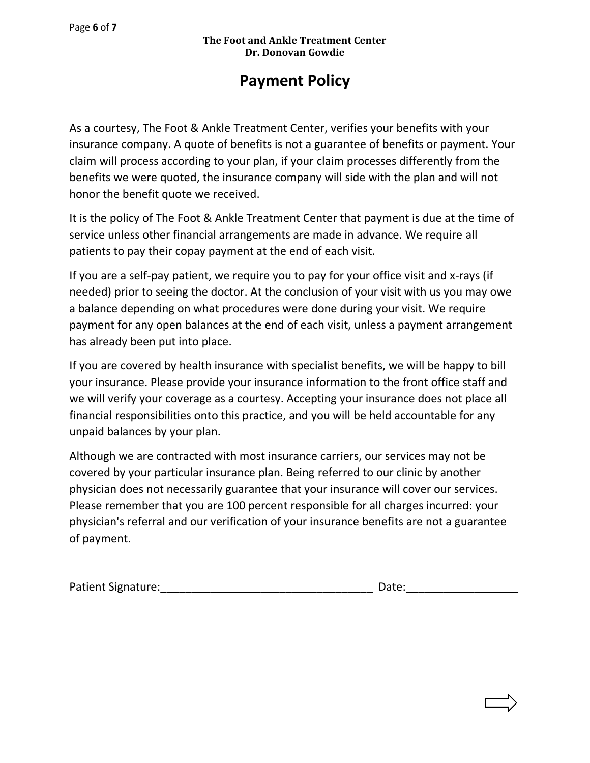**The Foot and Ankle Treatment Center**
**Dr. Donovan Gowdie**

# Payment Policy

As a courtesy, The Foot & Ankle Treatment Center, verifies your benefits with your insurance company. A quote of benefits is not a guarantee of benefits or payment. Your claim will process according to your plan, if your claim processes differently from the benefits we were quoted, the insurance company will side with the plan and will not honor the benefit quote we received.

It is the policy of The Foot & Ankle Treatment Center that payment is due at the time of service unless other financial arrangements are made in advance. We require all patients to pay their copay payment at the end of each visit.

If you are a self-pay patient, we require you to pay for your office visit and x-rays (if needed) prior to seeing the doctor. At the conclusion of your visit with us you may owe a balance depending on what procedures were done during your visit. We require payment for any open balances at the end of each visit, unless a payment arrangement has already been put into place.

If you are covered by health insurance with specialist benefits, we will be happy to bill your insurance. Please provide your insurance information to the front office staff and we will verify your coverage as a courtesy. Accepting your insurance does not place all financial responsibilities onto this practice, and you will be held accountable for any unpaid balances by your plan.

Although we are contracted with most insurance carriers, our services may not be covered by your particular insurance plan. Being referred to our clinic by another physician does not necessarily guarantee that your insurance will cover our services. Please remember that you are 100 percent responsible for all charges incurred: your physician's referral and our verification of your insurance benefits are not a guarantee of payment.

Patient Signature:__________________________________ Date:_________________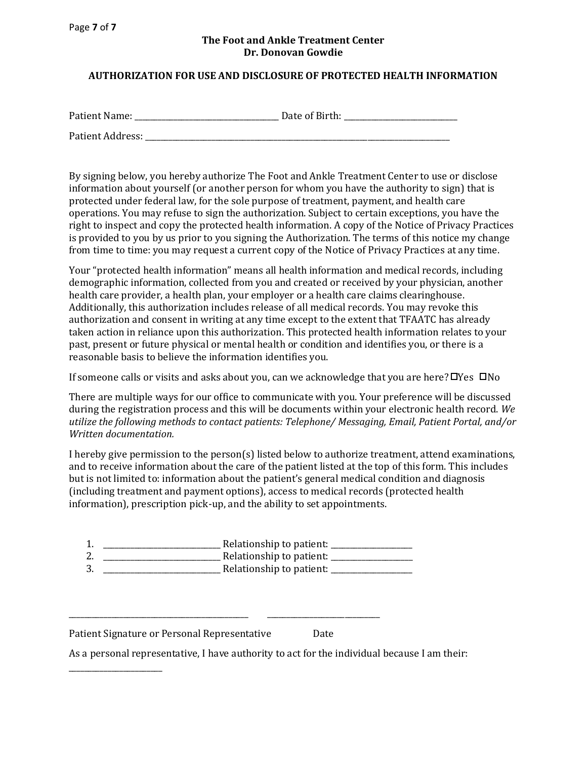**The Foot and Ankle Treatment Center**
**Dr. Donovan Gowdie**

## AUTHORIZATION FOR USE AND DISCLOSURE OF PROTECTED HEALTH INFORMATION

Patient Name: ______________________________ Date of Birth: ________________________

Patient Address: ____________________________________________________________________

By signing below, you hereby authorize The Foot and Ankle Treatment Center to use or disclose information about yourself (or another person for whom you have the authority to sign) that is protected under federal law, for the sole purpose of treatment, payment, and health care operations. You may refuse to sign the authorization. Subject to certain exceptions, you have the right to inspect and copy the protected health information. A copy of the Notice of Privacy Practices is provided to you by us prior to you signing the Authorization. The terms of this notice my change from time to time: you may request a current copy of the Notice of Privacy Practices at any time.

Your "protected health information" means all health information and medical records, including demographic information, collected from you and created or received by your physician, another health care provider, a health plan, your employer or a health care claims clearinghouse. Additionally, this authorization includes release of all medical records. You may revoke this authorization and consent in writing at any time except to the extent that TFAATC has already taken action in reliance upon this authorization. This protected health information relates to your past, present or future physical or mental health or condition and identifies you, or there is a reasonable basis to believe the information identifies you.

If someone calls or visits and asks about you, can we acknowledge that you are here? ☐Yes ☐No

There are multiple ways for our office to communicate with you. Your preference will be discussed during the registration process and this will be documents within your electronic health record. *We utilize the following methods to contact patients: Telephone/ Messaging, Email, Patient Portal, and/or Written documentation.*

I hereby give permission to the person(s) listed below to authorize treatment, attend examinations, and to receive information about the care of the patient listed at the top of this form. This includes but is not limited to: information about the patient's general medical condition and diagnosis (including treatment and payment options), access to medical records (protected health information), prescription pick-up, and the ability to set appointments.

1. __________________________ Relationship to patient: ________________
2. __________________________ Relationship to patient: ________________
3. __________________________ Relationship to patient: ________________

________________________________________ ________________________

Patient Signature or Personal Representative Date

As a personal representative, I have authority to act for the individual because I am their: ____________________